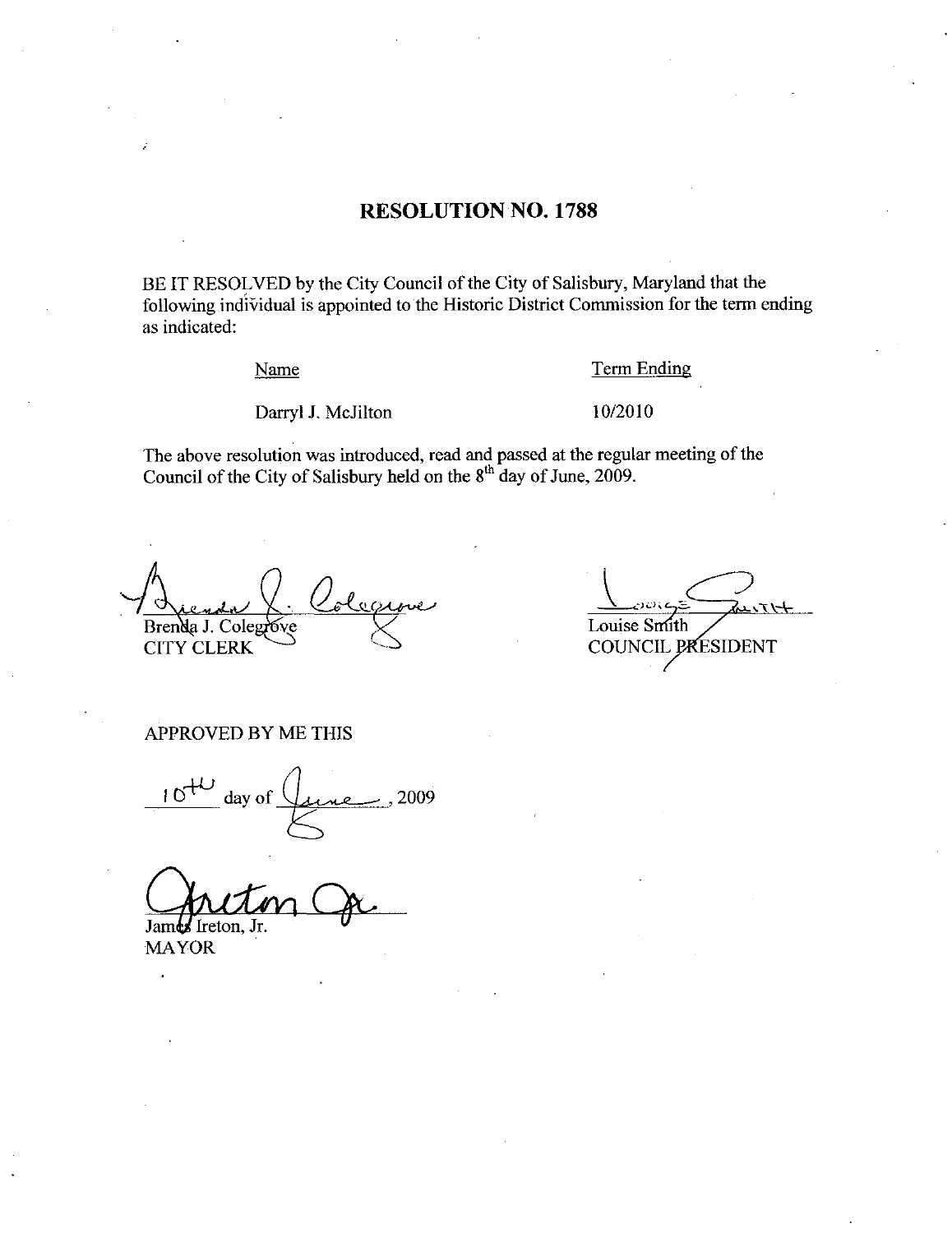# RESOLUTION NO. 1788

BE IT RESOLVED by the City Council of the City of Salisbury, Maryland that the following individual is appointed to the Historic District Commission for the term ending as indicated:

| Name | Term Ending |
|---|---|
| Darryl J. McJilton | 10/2010 |

The above resolution was introduced, read and passed at the regular meeting of the Council of the City of Salisbury held on the 8th day of June, 2009.

Brenda J. Colegrove
CITY CLERK

Louise Smith
COUNCIL PRESIDENT

APPROVED BY ME THIS

10th day of June, 2009

James Ireton, Jr.
MAYOR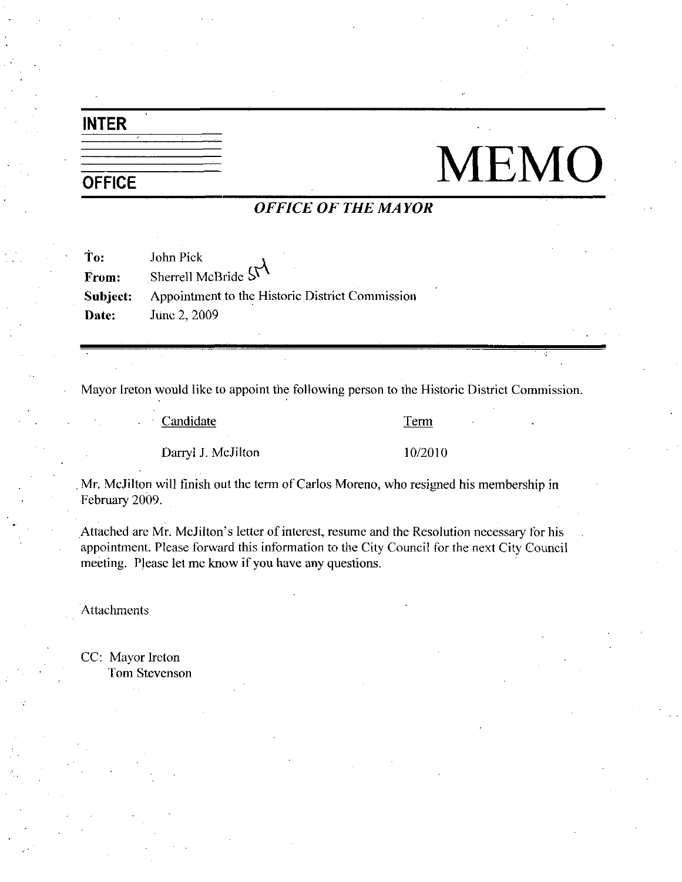**INTER OFFICE**

# MEMO

## *OFFICE OF THE MAYOR*

**To:** John Pick
**From:** Sherrell McBride SM
**Subject:** Appointment to the Historic District Commission
**Date:** June 2, 2009

---

Mayor Ireton would like to appoint the following person to the Historic District Commission.

| Candidate | Term |
| --- | --- |
| Darryl J. McJilton | 10/2010 |

Mr. McJilton will finish out the term of Carlos Moreno, who resigned his membership in February 2009.

Attached are Mr. McJilton's letter of interest, resume and the Resolution necessary for his appointment. Please forward this information to the City Council for the next City Council meeting. Please let me know if you have any questions.

Attachments

CC: Mayor Ireton
Tom Stevenson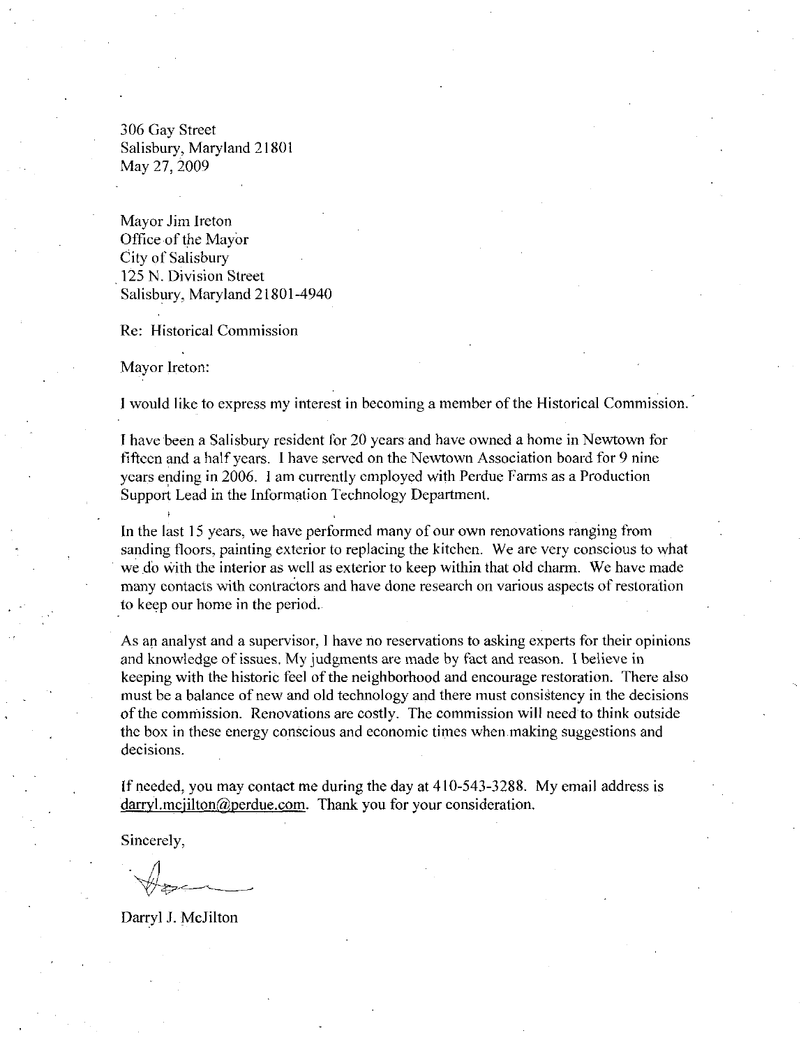306 Gay Street
Salisbury, Maryland 21801
May 27, 2009

Mayor Jim Ireton
Office of the Mayor
City of Salisbury
125 N. Division Street
Salisbury, Maryland 21801-4940

Re: Historical Commission

Mayor Ireton:

I would like to express my interest in becoming a member of the Historical Commission.

I have been a Salisbury resident for 20 years and have owned a home in Newtown for fifteen and a half years. I have served on the Newtown Association board for 9 nine years ending in 2006. I am currently employed with Perdue Farms as a Production Support Lead in the Information Technology Department.

In the last 15 years, we have performed many of our own renovations ranging from sanding floors, painting exterior to replacing the kitchen. We are very conscious to what we do with the interior as well as exterior to keep within that old charm. We have made many contacts with contractors and have done research on various aspects of restoration to keep our home in the period.

As an analyst and a supervisor, I have no reservations to asking experts for their opinions and knowledge of issues. My judgments are made by fact and reason. I believe in keeping with the historic feel of the neighborhood and encourage restoration. There also must be a balance of new and old technology and there must consistency in the decisions of the commission. Renovations are costly. The commission will need to think outside the box in these energy conscious and economic times when making suggestions and decisions.

If needed, you may contact me during the day at 410-543-3288. My email address is darryl.mcjilton@perdue.com. Thank you for your consideration.

Sincerely,

Darryl J. McJilton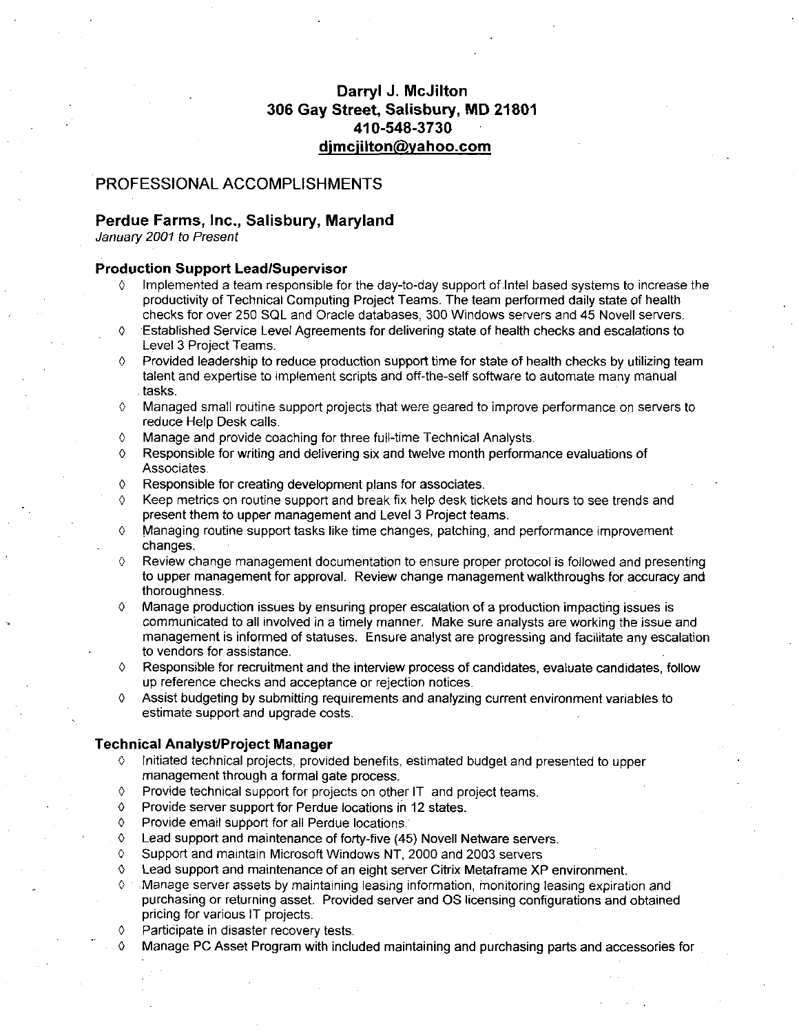# Darryl J. McJilton
**306 Gay Street, Salisbury, MD 21801**
**410-548-3730**
**djmcjilton@yahoo.com**

## PROFESSIONAL ACCOMPLISHMENTS

### Perdue Farms, Inc., Salisbury, Maryland
*January 2001 to Present*

#### Production Support Lead/Supervisor

- Implemented a team responsible for the day-to-day support of Intel based systems to increase the productivity of Technical Computing Project Teams. The team performed daily state of health checks for over 250 SQL and Oracle databases, 300 Windows servers and 45 Novell servers.
- Established Service Level Agreements for delivering state of health checks and escalations to Level 3 Project Teams.
- Provided leadership to reduce production support time for state of health checks by utilizing team talent and expertise to implement scripts and off-the-self software to automate many manual tasks.
- Managed small routine support projects that were geared to improve performance on servers to reduce Help Desk calls.
- Manage and provide coaching for three full-time Technical Analysts.
- Responsible for writing and delivering six and twelve month performance evaluations of Associates.
- Responsible for creating development plans for associates.
- Keep metrics on routine support and break fix help desk tickets and hours to see trends and present them to upper management and Level 3 Project teams.
- Managing routine support tasks like time changes, patching, and performance improvement changes.
- Review change management documentation to ensure proper protocol is followed and presenting to upper management for approval. Review change management walkthroughs for accuracy and thoroughness.
- Manage production issues by ensuring proper escalation of a production impacting issues is communicated to all involved in a timely manner. Make sure analysts are working the issue and management is informed of statuses. Ensure analyst are progressing and facilitate any escalation to vendors for assistance.
- Responsible for recruitment and the interview process of candidates, evaluate candidates, follow up reference checks and acceptance or rejection notices.
- Assist budgeting by submitting requirements and analyzing current environment variables to estimate support and upgrade costs.

#### Technical Analyst/Project Manager

- Initiated technical projects, provided benefits, estimated budget and presented to upper management through a formal gate process.
- Provide technical support for projects on other IT and project teams.
- Provide server support for Perdue locations in 12 states.
- Provide email support for all Perdue locations.
- Lead support and maintenance of forty-five (45) Novell Netware servers.
- Support and maintain Microsoft Windows NT, 2000 and 2003 servers
- Lead support and maintenance of an eight server Citrix Metaframe XP environment.
- Manage server assets by maintaining leasing information, monitoring leasing expiration and purchasing or returning asset. Provided server and OS licensing configurations and obtained pricing for various IT projects.
- Participate in disaster recovery tests.
- Manage PC Asset Program with included maintaining and purchasing parts and accessories for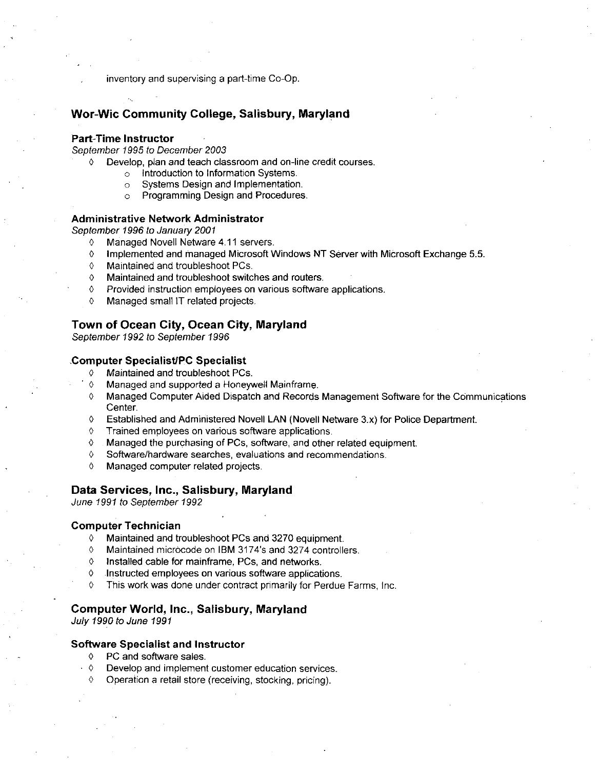inventory and supervising a part-time Co-Op.

## Wor-Wic Community College, Salisbury, Maryland

### Part-Time Instructor

*September 1995 to December 2003*

- Develop, plan and teach classroom and on-line credit courses.
  - Introduction to Information Systems.
  - Systems Design and Implementation.
  - Programming Design and Procedures.

### Administrative Network Administrator

*September 1996 to January 2001*

- Managed Novell Netware 4.11 servers.
- Implemented and managed Microsoft Windows NT Server with Microsoft Exchange 5.5.
- Maintained and troubleshoot PCs.
- Maintained and troubleshoot switches and routers.
- Provided instruction employees on various software applications.
- Managed small IT related projects.

## Town of Ocean City, Ocean City, Maryland

*September 1992 to September 1996*

### Computer Specialist/PC Specialist

- Maintained and troubleshoot PCs.
- Managed and supported a Honeywell Mainframe.
- Managed Computer Aided Dispatch and Records Management Software for the Communications Center.
- Established and Administered Novell LAN (Novell Netware 3.x) for Police Department.
- Trained employees on various software applications.
- Managed the purchasing of PCs, software, and other related equipment.
- Software/hardware searches, evaluations and recommendations.
- Managed computer related projects.

## Data Services, Inc., Salisbury, Maryland

*June 1991 to September 1992*

### Computer Technician

- Maintained and troubleshoot PCs and 3270 equipment.
- Maintained microcode on IBM 3174's and 3274 controllers.
- Installed cable for mainframe, PCs, and networks.
- Instructed employees on various software applications.
- This work was done under contract primarily for Perdue Farms, Inc.

## Computer World, Inc., Salisbury, Maryland

*July 1990 to June 1991*

### Software Specialist and Instructor

- PC and software sales.
- Develop and implement customer education services.
- Operation a retail store (receiving, stocking, pricing).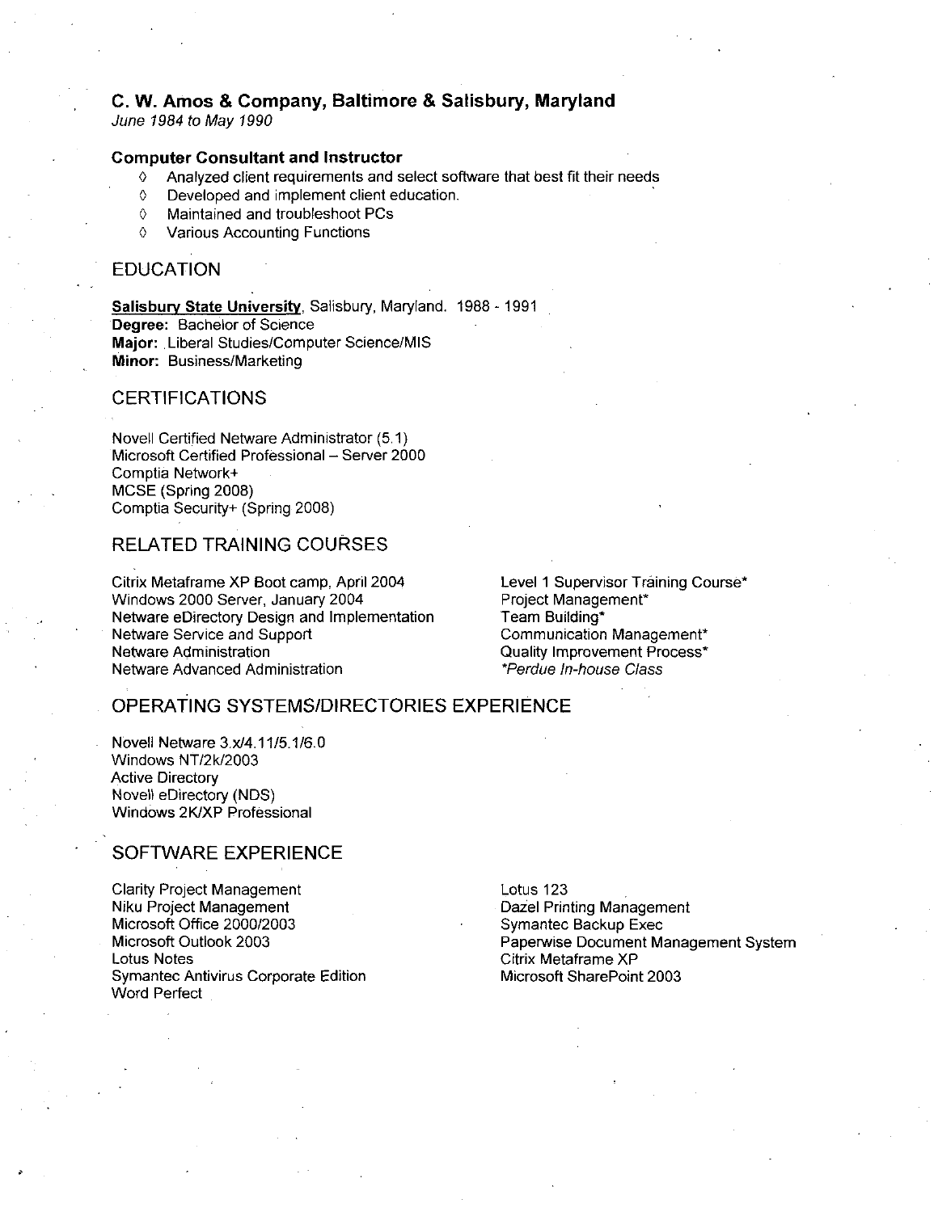### C. W. Amos & Company, Baltimore & Salisbury, Maryland

*June 1984 to May 1990*

**Computer Consultant and Instructor**

- Analyzed client requirements and select software that best fit their needs
- Developed and implement client education.
- Maintained and troubleshoot PCs
- Various Accounting Functions

## EDUCATION

**Salisbury State University**, Salisbury, Maryland. 1988 - 1991
**Degree:** Bachelor of Science
**Major:** Liberal Studies/Computer Science/MIS
**Minor:** Business/Marketing

## CERTIFICATIONS

Novell Certified Netware Administrator (5.1)
Microsoft Certified Professional – Server 2000
Comptia Network+
MCSE (Spring 2008)
Comptia Security+ (Spring 2008)

## RELATED TRAINING COURSES

Citrix Metaframe XP Boot camp, April 2004
Windows 2000 Server, January 2004
Netware eDirectory Design and Implementation
Netware Service and Support
Netware Administration
Netware Advanced Administration

Level 1 Supervisor Training Course*
Project Management*
Team Building*
Communication Management*
Quality Improvement Process*
*\*Perdue In-house Class*

## OPERATING SYSTEMS/DIRECTORIES EXPERIENCE

Novell Netware 3.x/4.11/5.1/6.0
Windows NT/2k/2003
Active Directory
Novell eDirectory (NDS)
Windows 2K/XP Professional

## SOFTWARE EXPERIENCE

Clarity Project Management
Niku Project Management
Microsoft Office 2000/2003
Microsoft Outlook 2003
Lotus Notes
Symantec Antivirus Corporate Edition
Word Perfect

Lotus 123
Dazel Printing Management
Symantec Backup Exec
Paperwise Document Management System
Citrix Metaframe XP
Microsoft SharePoint 2003